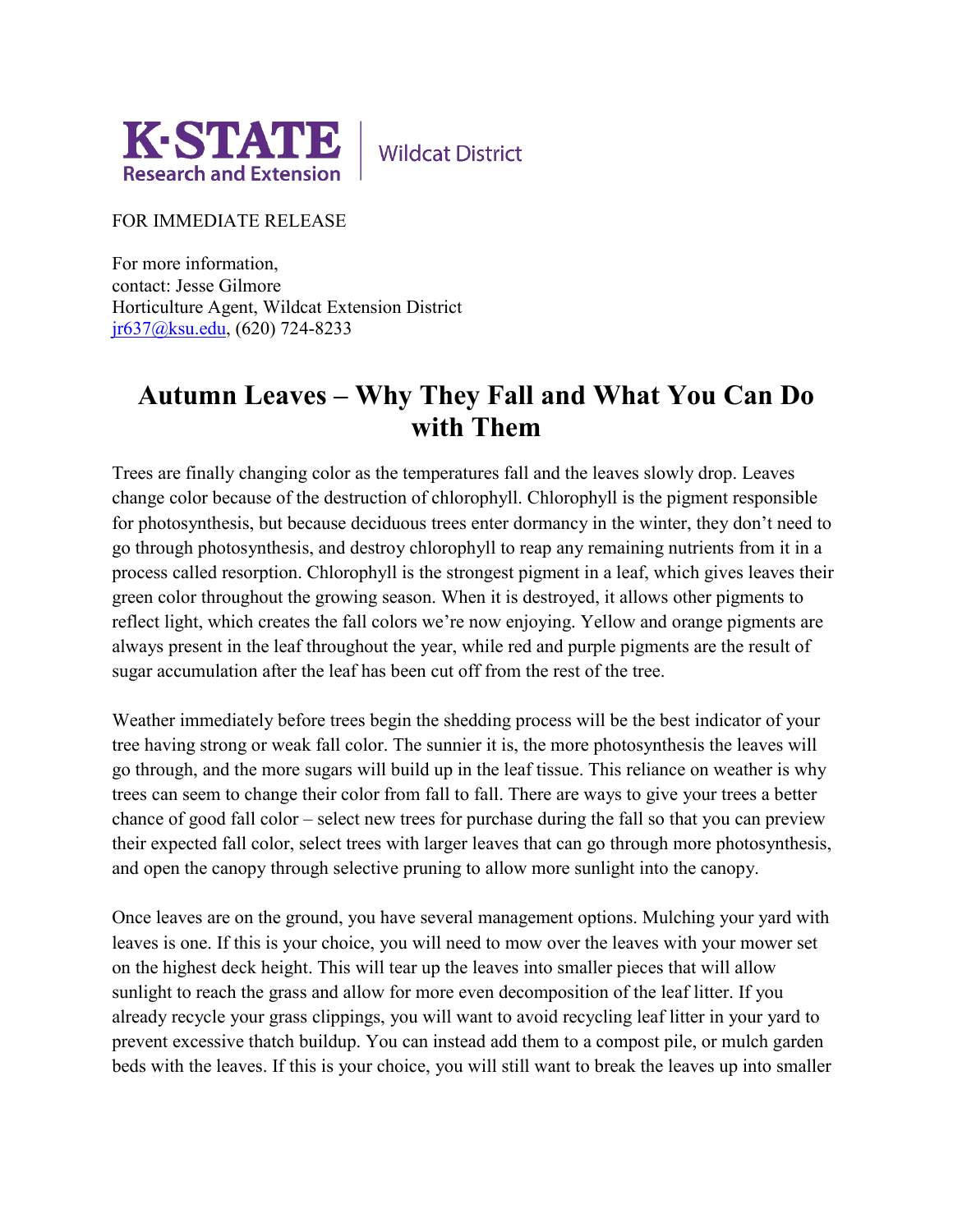K·STATE Research and Extension | Wildcat District

FOR IMMEDIATE RELEASE

For more information,
contact: Jesse Gilmore
Horticulture Agent, Wildcat Extension District
jr637@ksu.edu, (620) 724-8233

# Autumn Leaves – Why They Fall and What You Can Do with Them

Trees are finally changing color as the temperatures fall and the leaves slowly drop. Leaves change color because of the destruction of chlorophyll. Chlorophyll is the pigment responsible for photosynthesis, but because deciduous trees enter dormancy in the winter, they don't need to go through photosynthesis, and destroy chlorophyll to reap any remaining nutrients from it in a process called resorption. Chlorophyll is the strongest pigment in a leaf, which gives leaves their green color throughout the growing season. When it is destroyed, it allows other pigments to reflect light, which creates the fall colors we're now enjoying. Yellow and orange pigments are always present in the leaf throughout the year, while red and purple pigments are the result of sugar accumulation after the leaf has been cut off from the rest of the tree.

Weather immediately before trees begin the shedding process will be the best indicator of your tree having strong or weak fall color. The sunnier it is, the more photosynthesis the leaves will go through, and the more sugars will build up in the leaf tissue. This reliance on weather is why trees can seem to change their color from fall to fall. There are ways to give your trees a better chance of good fall color – select new trees for purchase during the fall so that you can preview their expected fall color, select trees with larger leaves that can go through more photosynthesis, and open the canopy through selective pruning to allow more sunlight into the canopy.

Once leaves are on the ground, you have several management options. Mulching your yard with leaves is one. If this is your choice, you will need to mow over the leaves with your mower set on the highest deck height. This will tear up the leaves into smaller pieces that will allow sunlight to reach the grass and allow for more even decomposition of the leaf litter. If you already recycle your grass clippings, you will want to avoid recycling leaf litter in your yard to prevent excessive thatch buildup. You can instead add them to a compost pile, or mulch garden beds with the leaves. If this is your choice, you will still want to break the leaves up into smaller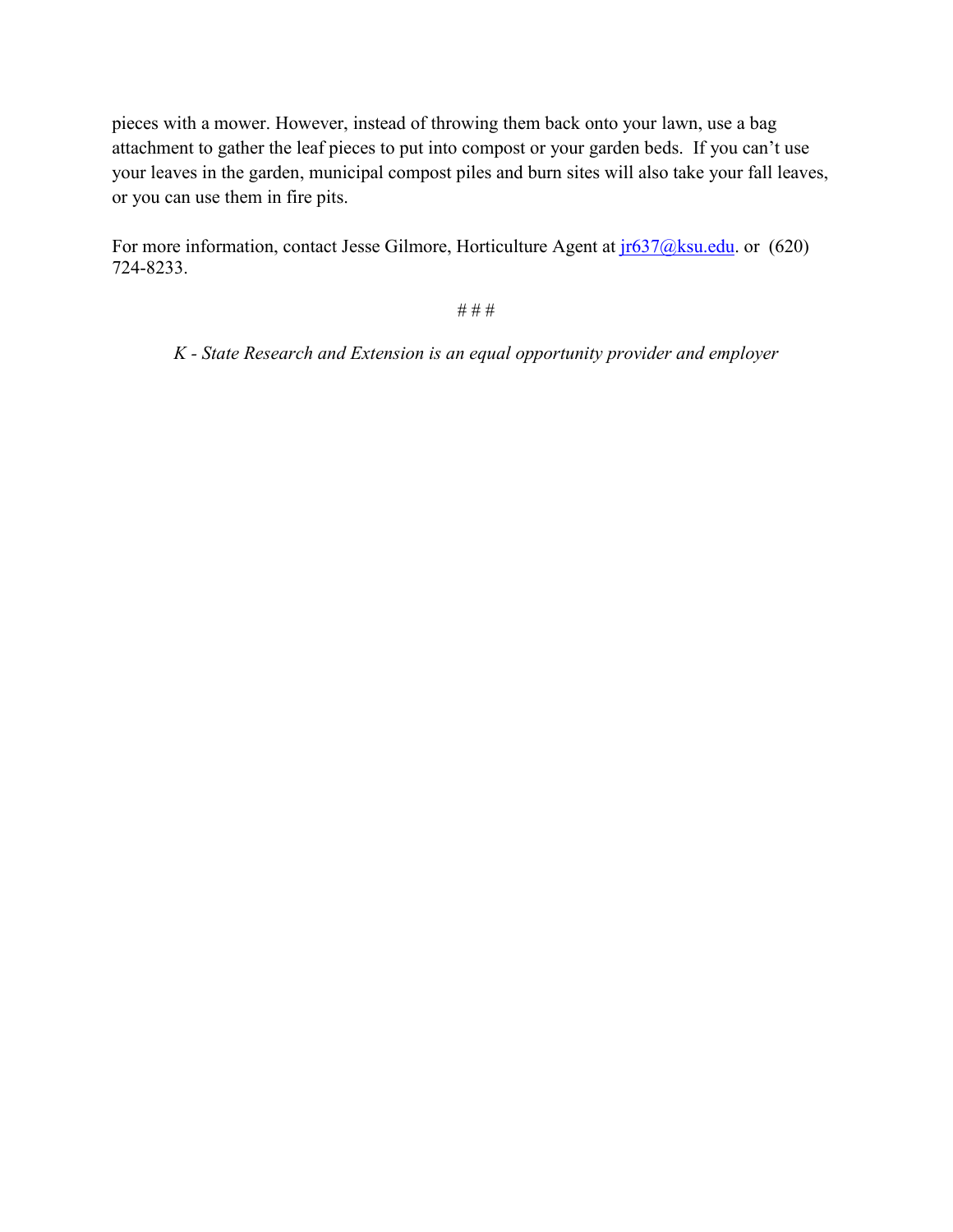pieces with a mower. However, instead of throwing them back onto your lawn, use a bag attachment to gather the leaf pieces to put into compost or your garden beds. If you can't use your leaves in the garden, municipal compost piles and burn sites will also take your fall leaves, or you can use them in fire pits.

For more information, contact Jesse Gilmore, Horticulture Agent at [jr637@ksu.edu](mailto:jr637@ksu.edu). or (620) 724-8233.

# # #

*K - State Research and Extension is an equal opportunity provider and employer*